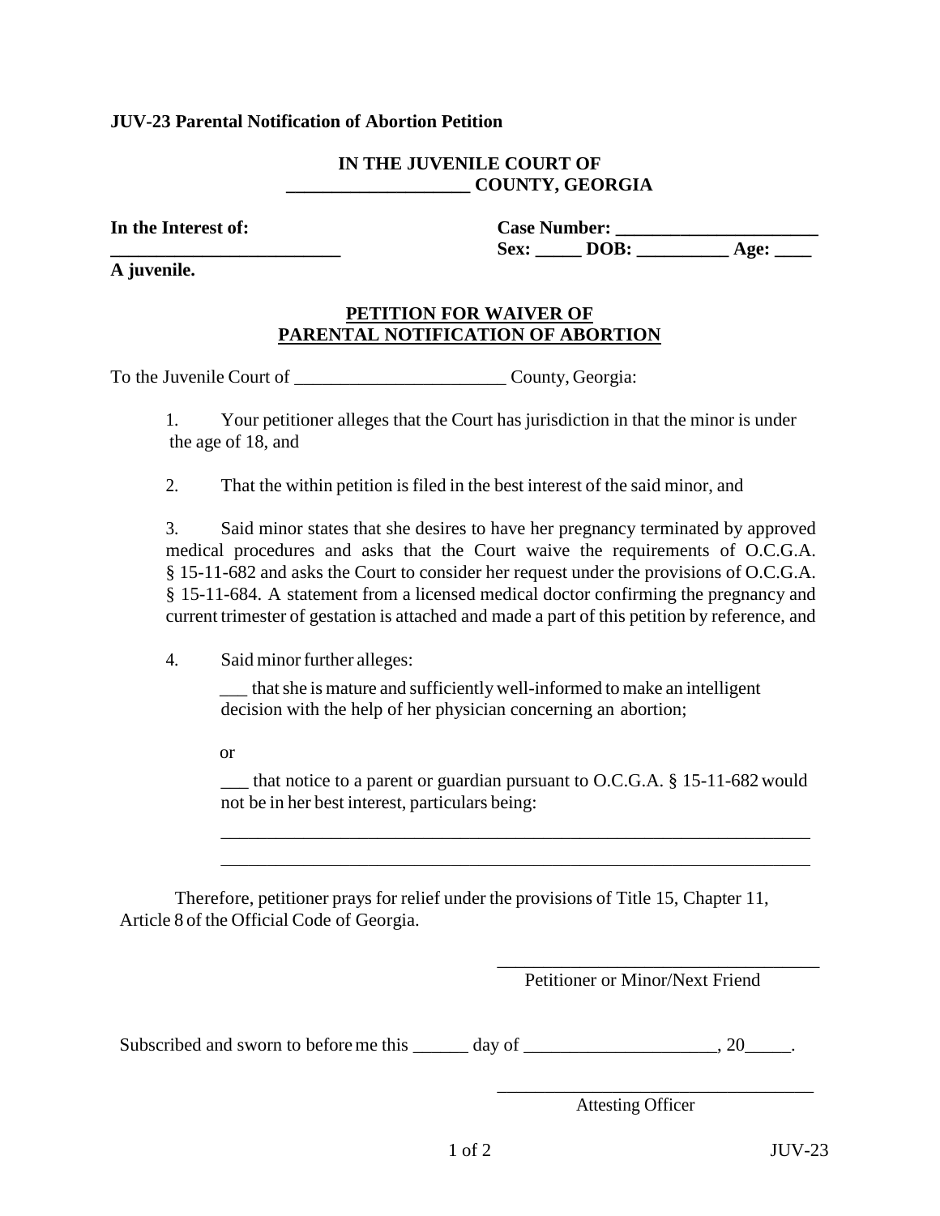**JUV-23 Parental Notification of Abortion Petition**

**IN THE JUVENILE COURT OF**
**____________________ COUNTY, GEORGIA**

**In the Interest of:**
**_________________________**
**A juvenile.**

**Case Number: ______________________**
**Sex: _____ DOB: __________ Age: ____**

**PETITION FOR WAIVER OF**
**PARENTAL NOTIFICATION OF ABORTION**

To the Juvenile Court of _______________________ County, Georgia:

1. Your petitioner alleges that the Court has jurisdiction in that the minor is under the age of 18, and

2. That the within petition is filed in the best interest of the said minor, and

3. Said minor states that she desires to have her pregnancy terminated by approved medical procedures and asks that the Court waive the requirements of O.C.G.A. § 15-11-682 and asks the Court to consider her request under the provisions of O.C.G.A. § 15-11-684. A statement from a licensed medical doctor confirming the pregnancy and current trimester of gestation is attached and made a part of this petition by reference, and

4. Said minor further alleges:

___ that she is mature and sufficiently well-informed to make an intelligent decision with the help of her physician concerning an abortion;

or

___ that notice to a parent or guardian pursuant to O.C.G.A. § 15-11-682 would not be in her best interest, particulars being:

_________________________________________________________________

_________________________________________________________________

Therefore, petitioner prays for relief under the provisions of Title 15, Chapter 11, Article 8 of the Official Code of Georgia.

___________________________________
Petitioner or Minor/Next Friend

Subscribed and sworn to before me this ______ day of ____________________, 20_____.

___________________________________
Attesting Officer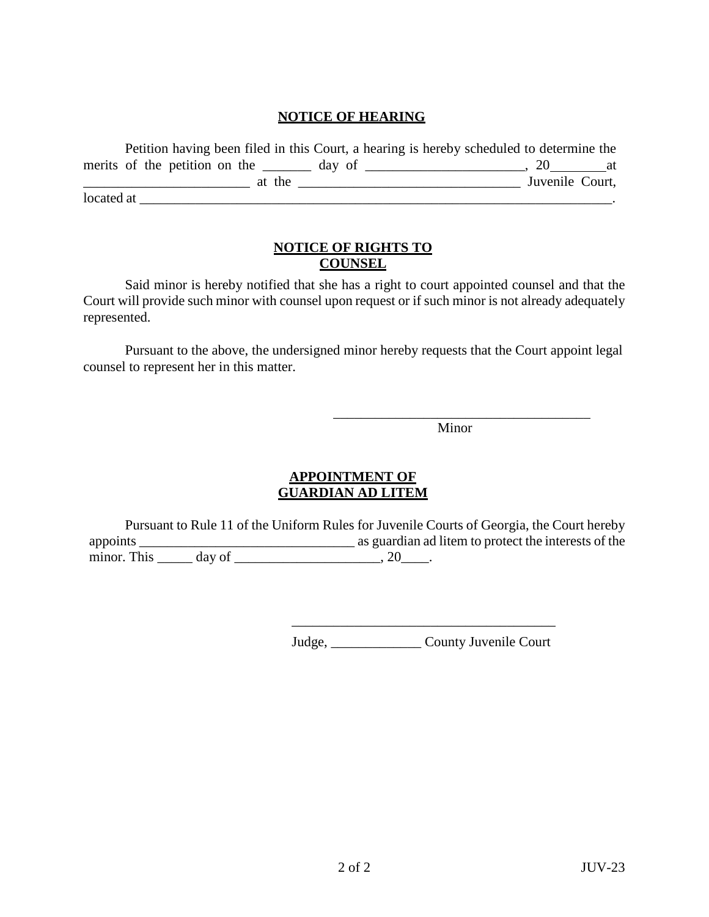**NOTICE OF HEARING**

Petition having been filed in this Court, a hearing is hereby scheduled to determine the merits of the petition on the _______ day of _______________________, 20________at ________________________ at the ________________________________ Juvenile Court, located at _______________________________________________________________________.

**NOTICE OF RIGHTS TO COUNSEL**

Said minor is hereby notified that she has a right to court appointed counsel and that the Court will provide such minor with counsel upon request or if such minor is not already adequately represented.

Pursuant to the above, the undersigned minor hereby requests that the Court appoint legal counsel to represent her in this matter.

_____________________________________
Minor

**APPOINTMENT OF GUARDIAN AD LITEM**

Pursuant to Rule 11 of the Uniform Rules for Juvenile Courts of Georgia, the Court hereby appoints _______________________________ as guardian ad litem to protect the interests of the minor. This _____ day of _____________________, 20____.

_____________________________________
Judge, _____________ County Juvenile Court

JUV-23